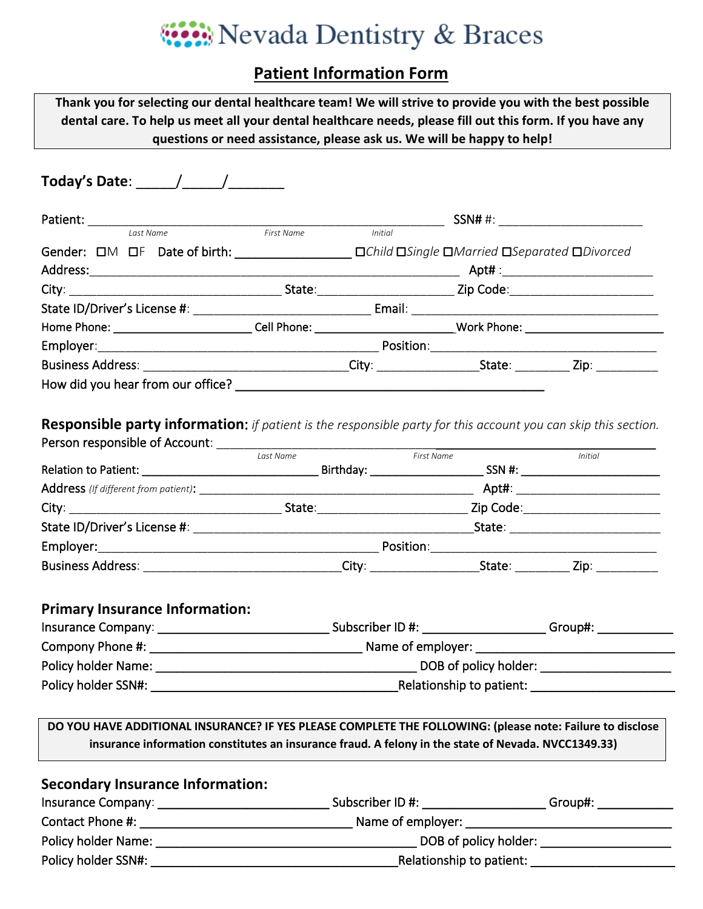# Nevada Dentistry & Braces

## Patient Information Form

**Thank you for selecting our dental healthcare team! We will strive to provide you with the best possible dental care. To help us meet all your dental healthcare needs, please fill out this form. If you have any questions or need assistance, please ask us. We will be happy to help!**

**Today's Date**: _____/_____/_______

Patient: ____________________________________________________________ SSN# #: ________________________

*Last Name* *First Name* *Initial*

Gender: ☐M ☐F Date of birth: _________________ ☐*Child* ☐*Single* ☐*Married* ☐*Separated* ☐*Divorced*

Address:___________________________________________________________ Apt# :_______________________

City: __________________________________ State:_____________________ Zip Code:______________________

State ID/Driver's License #: ____________________________ Email: ____________________________________________

Home Phone: _____________________ Cell Phone: _____________________Work Phone: _____________________

Employer:_____________________________________________ Position:____________________________________

Business Address: _______________________________City: _______________State: ________ Zip: _________

How did you hear from our office? _______________________________________________

**Responsible party information:** *if patient is the responsible party for this account you can skip this section.*

Person responsible of Account: ______________________________________________________________

*Last Name* *First Name* *Initial*

Relation to Patient: ___________________________ Birthday: _________________ SSN #: ______________________

Address *(If different from patient)*: ___________________________________________ Apt#: _____________________

City: __________________________________ State:_______________________ Zip Code:____________________

State ID/Driver's License #: _____________________________________________State: ______________________

Employer:_____________________________________________ Position:____________________________________

Business Address: _______________________________City: _________________State: ________ Zip: _________

### Primary Insurance Information:

Insurance Company: __________________________ Subscriber ID #: __________________ Group#: ___________

Compony Phone #: _________________________________ Name of employer: ______________________________

Policy holder Name: ________________________________________ DOB of policy holder: ___________________

Policy holder SSN#: ______________________________________Relationship to patient: ____________________

**DO YOU HAVE ADDITIONAL INSURANCE? IF YES PLEASE COMPLETE THE FOLLOWING: (please note: Failure to disclose insurance information constitutes an insurance fraud. A felony in the state of Nevada. NVCC1349.33)**

### Secondary Insurance Information:

Insurance Company: __________________________ Subscriber ID #: __________________ Group#: ___________

Contact Phone #: _________________________________ Name of employer: ______________________________

Policy holder Name: ________________________________________ DOB of policy holder: ___________________

Policy holder SSN#: ______________________________________Relationship to patient: ____________________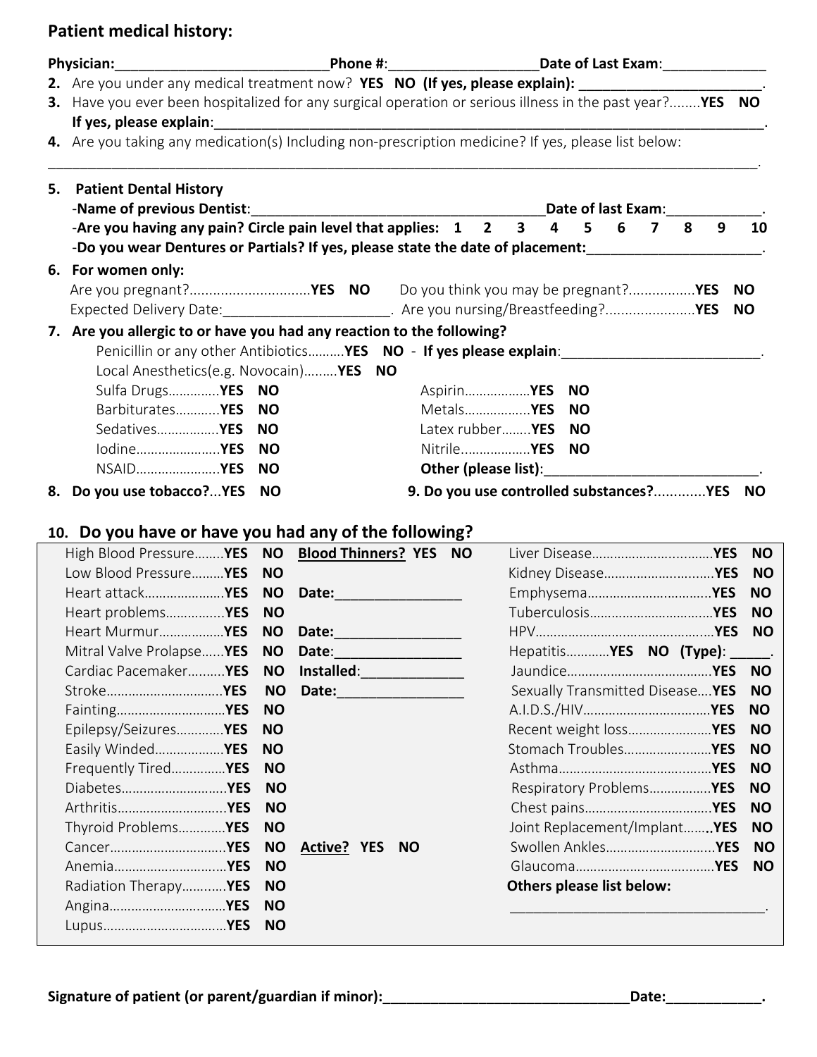## Patient medical history:

**Physician:**___________________________**Phone #**:__________________**Date of Last Exam**:_____________

2. Are you under any medical treatment now? **YES NO (If yes, please explain):** _______________________.
3. Have you ever been hospitalized for any surgical operation or serious illness in the past year?........**YES NO**
   **If yes, please explain**:_______________________________________________________________________.
4. Are you taking any medication(s) Including non-prescription medicine? If yes, please list below:

_____________________________________________________________________________________________.

5. **Patient Dental History**
   **-Name of previous Dentist**:______________________________________**Date of last Exam**:____________.
   **-Are you having any pain? Circle pain level that applies: 1 2 3 4 5 6 7 8 9 10**
   **-Do you wear Dentures or Partials? If yes, please state the date of placement:**______________________.
6. **For women only:**
   Are you pregnant?...............................**YES NO** Do you think you may be pregnant?.................**YES NO**
   Expected Delivery Date:_____________________. Are you nursing/Breastfeeding?.......................**YES NO**
7. **Are you allergic to or have you had any reaction to the following?**
   Penicillin or any other Antibiotics..........**YES NO** - **If yes please explain**:__________________________.
   Local Anesthetics(e.g. Novocain).........**YES NO**
   Sulfa Drugs.............**YES NO** Aspirin.................**YES NO**
   Barbiturates............**YES NO** Metals.................**YES NO**
   Sedatives................**YES NO** Latex rubber........**YES NO**
   Iodine......................**YES NO** Nitrile..................**YES NO**
   NSAID......................**YES NO** **Other (please list)**:___________________________.
8. **Do you use tobacco?**...**YES NO**
9. **Do you use controlled substances?**............**YES NO**

10. ## Do you have or have you had any of the following?

| | | |
|---|---|---|
| High Blood Pressure........**YES NO** | **Blood Thinners? YES NO** | Liver Disease................................**YES NO** |
| Low Blood Pressure.........**YES NO** | | Kidney Disease.............................**YES NO** |
| Heart attack.....................**YES NO** | **Date:**________________ | Emphysema.................................**YES NO** |
| Heart problems................**YES NO** | | Tuberculosis.................................**YES NO** |
| Heart Murmur.................**YES NO** | **Date:**________________ | HPV...............................................**YES NO** |
| Mitral Valve Prolapse......**YES NO** | **Date**:________________ | Hepatitis............**YES NO (Type)**: _____. |
| Cardiac Pacemaker..........**YES NO** | **Installed**:_____________ | Jaundice.......................................**YES NO** |
| Stroke...............................**YES NO** | **Date:**________________ | Sexually Transmitted Disease....**YES NO** |
| Fainting.............................**YES NO** | | A.I.D.S./HIV..................................**YES NO** |
| Epilepsy/Seizures............**YES NO** | | Recent weight loss.......................**YES NO** |
| Easily Winded..................**YES NO** | | Stomach Troubles........................**YES NO** |
| Frequently Tired..............**YES NO** | | Asthma..........................................**YES NO** |
| Diabetes............................**YES NO** | | Respiratory Problems.................**YES NO** |
| Arthritis.............................**YES NO** | | Chest pains..................................**YES NO** |
| Thyroid Problems............**YES NO** | | Joint Replacement/Implant.......**YES NO** |
| Cancer...............................**YES NO** | **Active? YES NO** | Swollen Ankles.............................**YES NO** |
| Anemia..............................**YES NO** | | Glaucoma.....................................**YES NO** |
| Radiation Therapy............**YES NO** | | **Others please list below:** |
| Angina...............................**YES NO** | | __________________________________. |
| Lupus.................................**YES NO** | | |

**Signature of patient (or parent/guardian if minor):**________________________________**Date:**____________.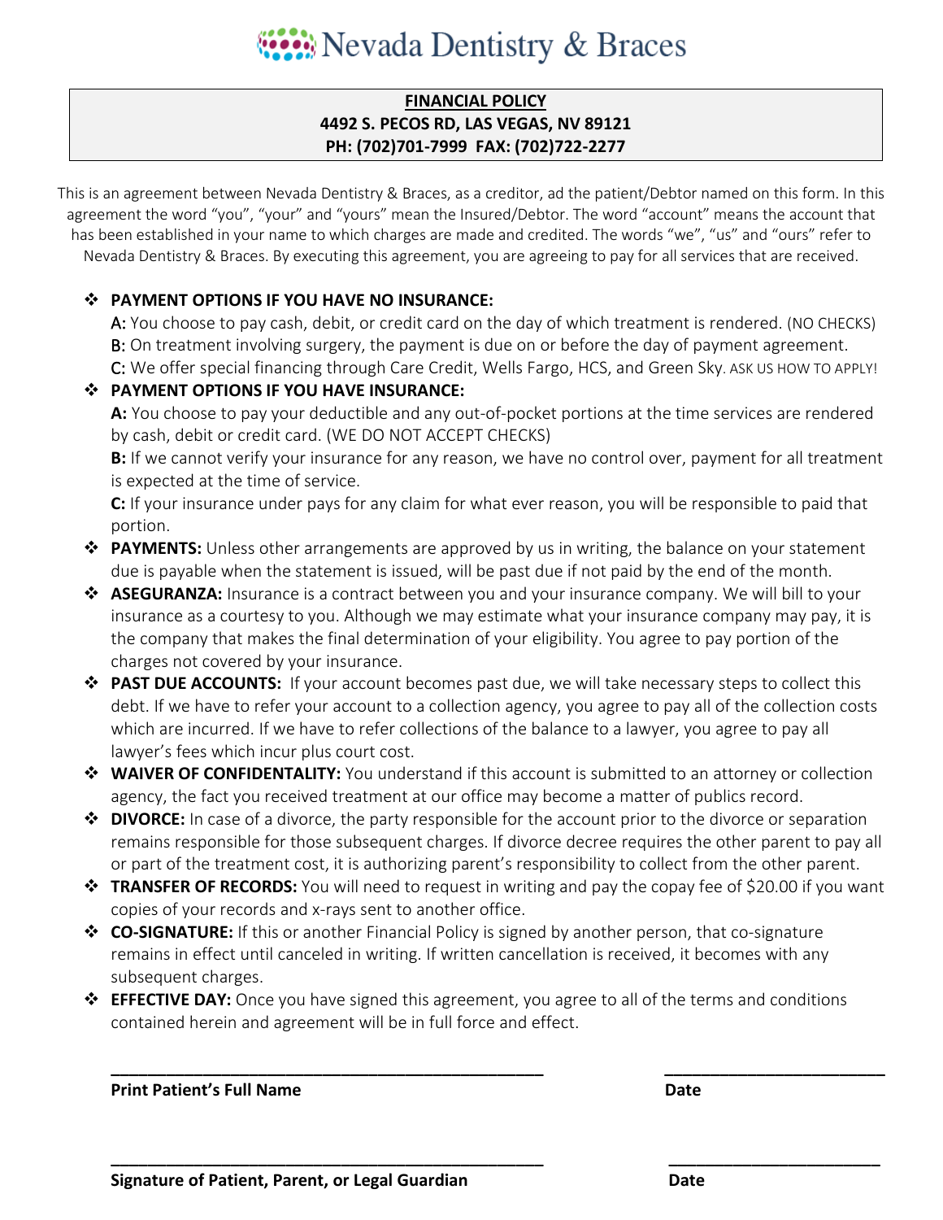# Nevada Dentistry & Braces

**FINANCIAL POLICY**
**4492 S. PECOS RD, LAS VEGAS, NV 89121**
**PH: (702)701-7999 FAX: (702)722-2277**

This is an agreement between Nevada Dentistry & Braces, as a creditor, ad the patient/Debtor named on this form. In this agreement the word "you", "your" and "yours" mean the Insured/Debtor. The word "account" means the account that has been established in your name to which charges are made and credited. The words "we", "us" and "ours" refer to Nevada Dentistry & Braces. By executing this agreement, you are agreeing to pay for all services that are received.

- **PAYMENT OPTIONS IF YOU HAVE NO INSURANCE:**
  A: You choose to pay cash, debit, or credit card on the day of which treatment is rendered. (NO CHECKS)
  B: On treatment involving surgery, the payment is due on or before the day of payment agreement.
  C: We offer special financing through Care Credit, Wells Fargo, HCS, and Green Sky. ASK US HOW TO APPLY!
- **PAYMENT OPTIONS IF YOU HAVE INSURANCE:**
  **A:** You choose to pay your deductible and any out-of-pocket portions at the time services are rendered by cash, debit or credit card. (WE DO NOT ACCEPT CHECKS)
  **B:** If we cannot verify your insurance for any reason, we have no control over, payment for all treatment is expected at the time of service.
  **C:** If your insurance under pays for any claim for what ever reason, you will be responsible to paid that portion.
- **PAYMENTS:** Unless other arrangements are approved by us in writing, the balance on your statement due is payable when the statement is issued, will be past due if not paid by the end of the month.
- **ASEGURANZA:** Insurance is a contract between you and your insurance company. We will bill to your insurance as a courtesy to you. Although we may estimate what your insurance company may pay, it is the company that makes the final determination of your eligibility. You agree to pay portion of the charges not covered by your insurance.
- **PAST DUE ACCOUNTS:** If your account becomes past due, we will take necessary steps to collect this debt. If we have to refer your account to a collection agency, you agree to pay all of the collection costs which are incurred. If we have to refer collections of the balance to a lawyer, you agree to pay all lawyer's fees which incur plus court cost.
- **WAIVER OF CONFIDENTALITY:** You understand if this account is submitted to an attorney or collection agency, the fact you received treatment at our office may become a matter of publics record.
- **DIVORCE:** In case of a divorce, the party responsible for the account prior to the divorce or separation remains responsible for those subsequent charges. If divorce decree requires the other parent to pay all or part of the treatment cost, it is authorizing parent's responsibility to collect from the other parent.
- **TRANSFER OF RECORDS:** You will need to request in writing and pay the copay fee of $20.00 if you want copies of your records and x-rays sent to another office.
- **CO-SIGNATURE:** If this or another Financial Policy is signed by another person, that co-signature remains in effect until canceled in writing. If written cancellation is received, it becomes with any subsequent charges.
- **EFFECTIVE DAY:** Once you have signed this agreement, you agree to all of the terms and conditions contained herein and agreement will be in full force and effect.

______________________________________________ ________________________
**Print Patient's Full Name** **Date**

______________________________________________ ________________________
**Signature of Patient, Parent, or Legal Guardian** **Date**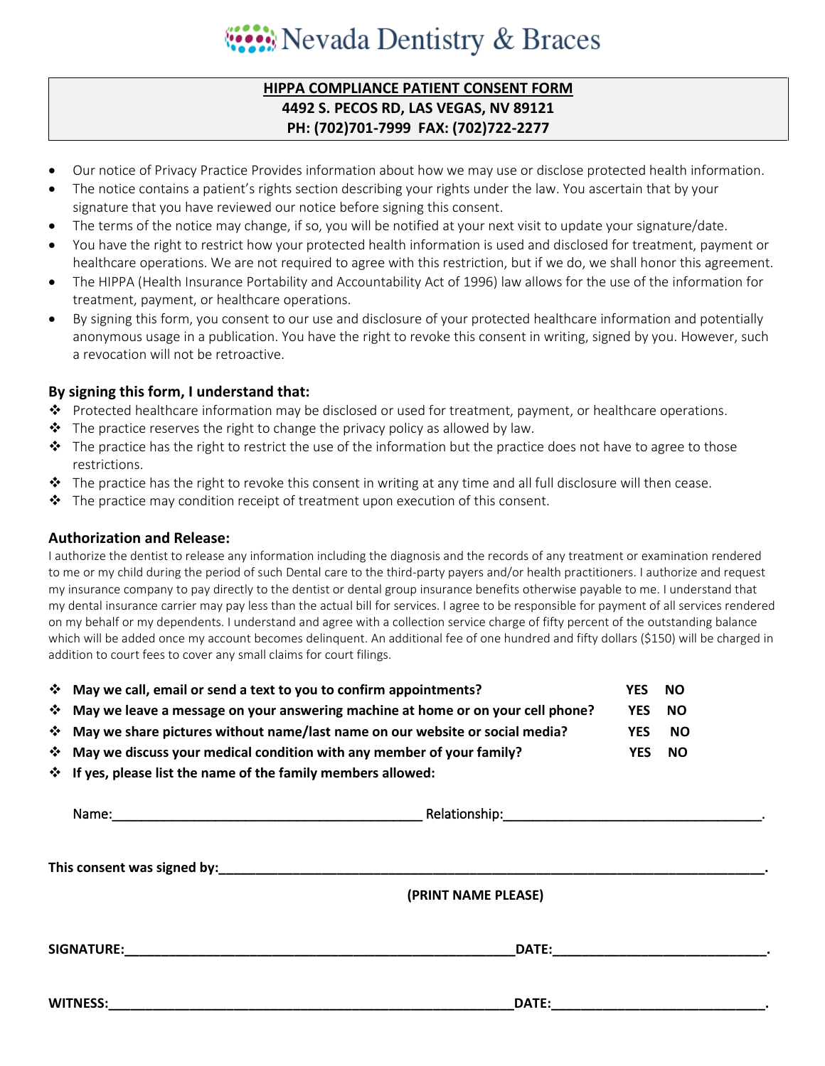# Nevada Dentistry & Braces

**HIPPA COMPLIANCE PATIENT CONSENT FORM**
**4492 S. PECOS RD, LAS VEGAS, NV 89121**
**PH: (702)701-7999 FAX: (702)722-2277**

- Our notice of Privacy Practice Provides information about how we may use or disclose protected health information.
- The notice contains a patient's rights section describing your rights under the law. You ascertain that by your signature that you have reviewed our notice before signing this consent.
- The terms of the notice may change, if so, you will be notified at your next visit to update your signature/date.
- You have the right to restrict how your protected health information is used and disclosed for treatment, payment or healthcare operations. We are not required to agree with this restriction, but if we do, we shall honor this agreement.
- The HIPPA (Health Insurance Portability and Accountability Act of 1996) law allows for the use of the information for treatment, payment, or healthcare operations.
- By signing this form, you consent to our use and disclosure of your protected healthcare information and potentially anonymous usage in a publication. You have the right to revoke this consent in writing, signed by you. However, such a revocation will not be retroactive.

### By signing this form, I understand that:

- Protected healthcare information may be disclosed or used for treatment, payment, or healthcare operations.
- The practice reserves the right to change the privacy policy as allowed by law.
- The practice has the right to restrict the use of the information but the practice does not have to agree to those restrictions.
- The practice has the right to revoke this consent in writing at any time and all full disclosure will then cease.
- The practice may condition receipt of treatment upon execution of this consent.

### Authorization and Release:

I authorize the dentist to release any information including the diagnosis and the records of any treatment or examination rendered to me or my child during the period of such Dental care to the third-party payers and/or health practitioners. I authorize and request my insurance company to pay directly to the dentist or dental group insurance benefits otherwise payable to me. I understand that my dental insurance carrier may pay less than the actual bill for services. I agree to be responsible for payment of all services rendered on my behalf or my dependents. I understand and agree with a collection service charge of fifty percent of the outstanding balance which will be added once my account becomes delinquent. An additional fee of one hundred and fifty dollars ($150) will be charged in addition to court fees to cover any small claims for court filings.

- **May we call, email or send a text to you to confirm appointments?** **YES NO**
- **May we leave a message on your answering machine at home or on your cell phone?** **YES NO**
- **May we share pictures without name/last name on our website or social media?** **YES NO**
- **May we discuss your medical condition with any member of your family?** **YES NO**
- **If yes, please list the name of the family members allowed:**

Name:__________________________________________ Relationship:___________________________________.

**This consent was signed by:**_______________________________________________________________________________.

**(PRINT NAME PLEASE)**

**SIGNATURE:**________________________________________________________**DATE:**_____________________________.

**WITNESS:**__________________________________________________________**DATE:**_____________________________.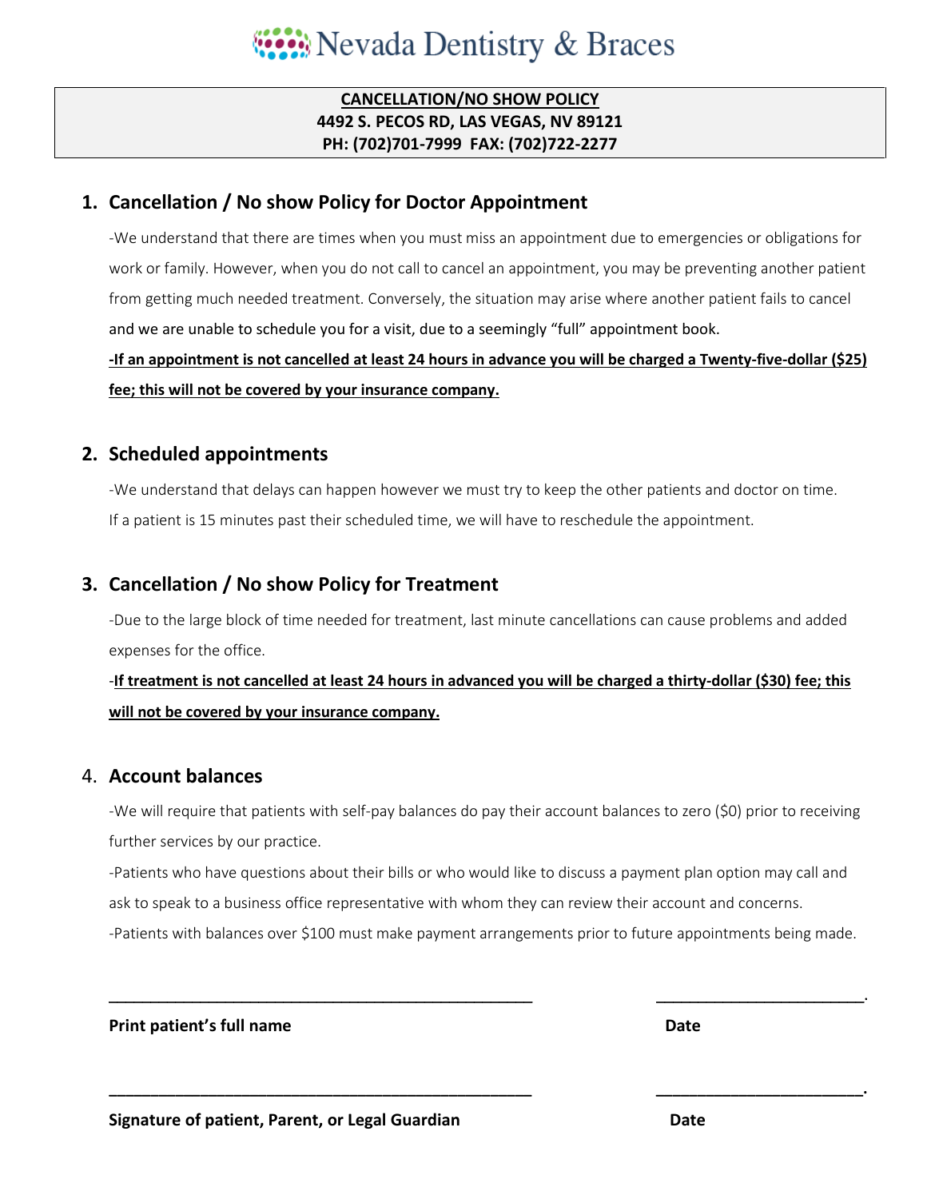# Nevada Dentistry & Braces

**CANCELLATION/NO SHOW POLICY**
**4492 S. PECOS RD, LAS VEGAS, NV 89121**
**PH: (702)701-7999 FAX: (702)722-2277**

## 1. Cancellation / No show Policy for Doctor Appointment

-We understand that there are times when you must miss an appointment due to emergencies or obligations for work or family. However, when you do not call to cancel an appointment, you may be preventing another patient from getting much needed treatment. Conversely, the situation may arise where another patient fails to cancel and we are unable to schedule you for a visit, due to a seemingly "full" appointment book.

**-If an appointment is not cancelled at least 24 hours in advance you will be charged a Twenty-five-dollar ($25) fee; this will not be covered by your insurance company.**

## 2. Scheduled appointments

-We understand that delays can happen however we must try to keep the other patients and doctor on time. If a patient is 15 minutes past their scheduled time, we will have to reschedule the appointment.

## 3. Cancellation / No show Policy for Treatment

-Due to the large block of time needed for treatment, last minute cancellations can cause problems and added expenses for the office.

-**If treatment is not cancelled at least 24 hours in advanced you will be charged a thirty-dollar ($30) fee; this will not be covered by your insurance company.**

## 4. Account balances

-We will require that patients with self-pay balances do pay their account balances to zero ($0) prior to receiving further services by our practice.

-Patients who have questions about their bills or who would like to discuss a payment plan option may call and ask to speak to a business office representative with whom they can review their account and concerns.

-Patients with balances over $100 must make payment arrangements prior to future appointments being made.

______________________________________________ ______________________.

**Print patient's full name** **Date**

______________________________________________ ______________________.

**Signature of patient, Parent, or Legal Guardian** **Date**